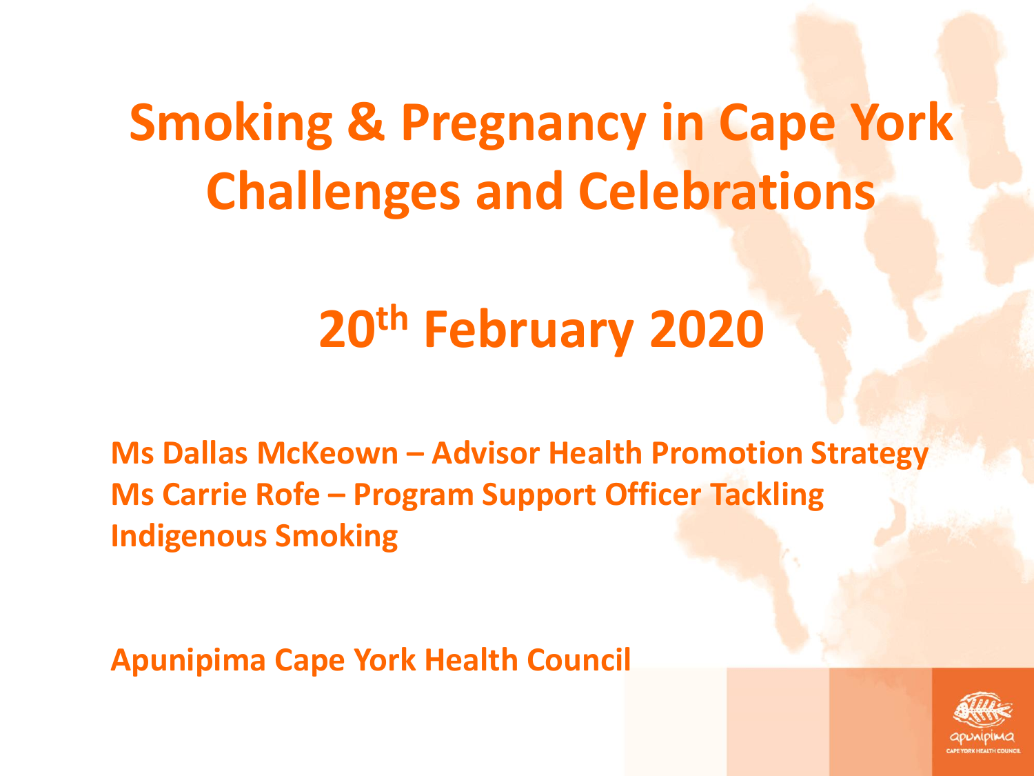# Smoking & Pregnancy in Cape York Challenges and Celebrations

## 20th February 2020

**Ms Dallas McKeown – Advisor Health Promotion Strategy**
**Ms Carrie Rofe – Program Support Officer Tackling Indigenous Smoking**

**Apunipima Cape York Health Council**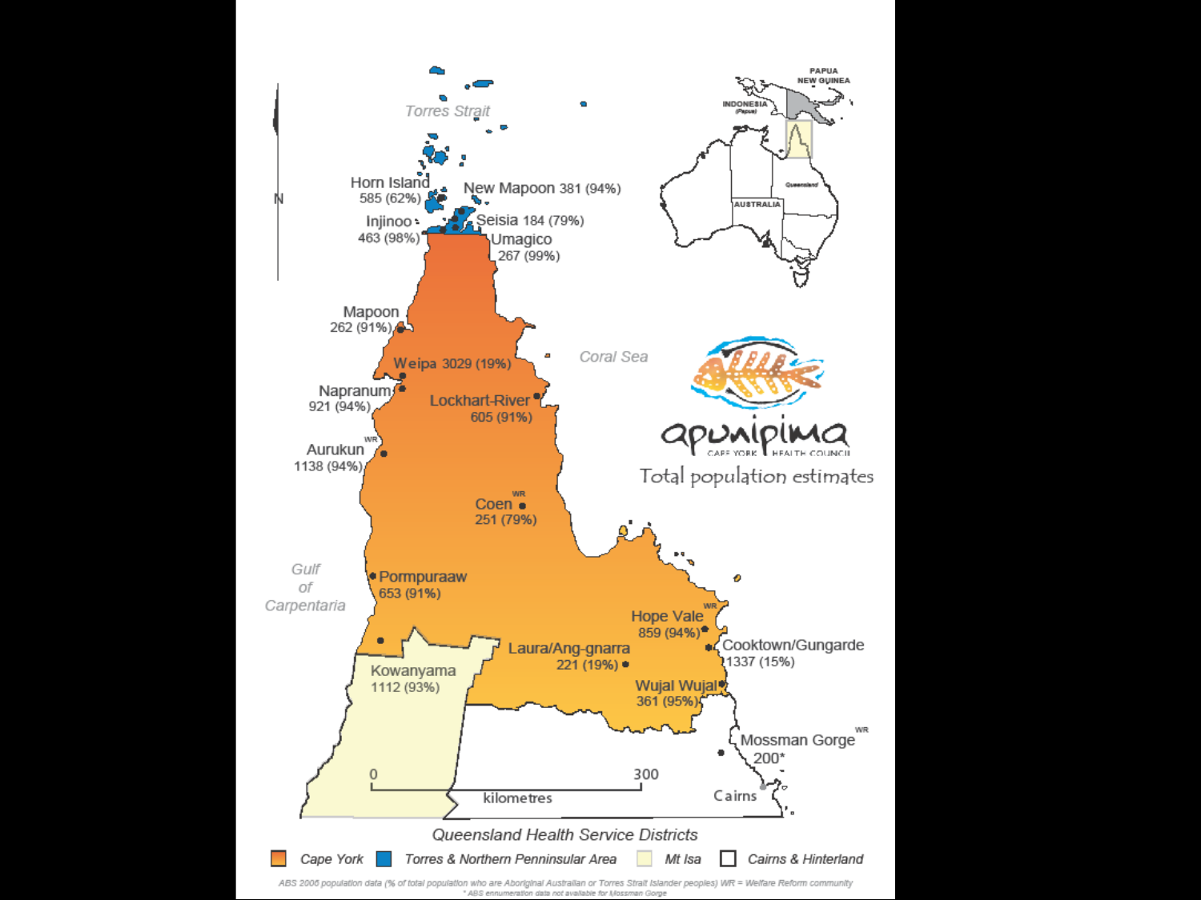Torres Strait

Horn Island 585 (62%)

New Mapoon 381 (94%)

Injinoo 463 (98%)

Seisia 184 (79%)

Umagico 267 (99%)

Mapoon 262 (91%)

Weipa 3029 (19%)

Coral Sea

Napranum 921 (94%)

Lockhart-River 605 (91%)

Aurukun WR 1138 (94%)

Coen WR 251 (79%)

Gulf of Carpentaria

Pormpuraaw 653 (91%)

Hope Vale WR 859 (94%)

Laura/Ang-gnarra 221 (19%)

Cooktown/Gungarde 1337 (15%)

Kowanyama 1112 (93%)

Wujal Wujal 361 (95%)

Mossman Gorge WR 200*

Cairns

0 — 300 kilometres

PAPUA NEW GUINEA

INDONESIA (Papua)

AUSTRALIA

Queensland

apunipima

CAPE YORK HEALTH COUNCIL

Total population estimates

*Queensland Health Service Districts*

*Cape York* | *Torres & Northern Penninsular Area* | *Mt Isa* | *Cairns & Hinterland*

ABS 2006 population data (% of total population who are Aboriginal Australian or Torres Strait Islander peoples) WR = Welfare Reform community
* ABS ennumeration data not available for Mossman Gorge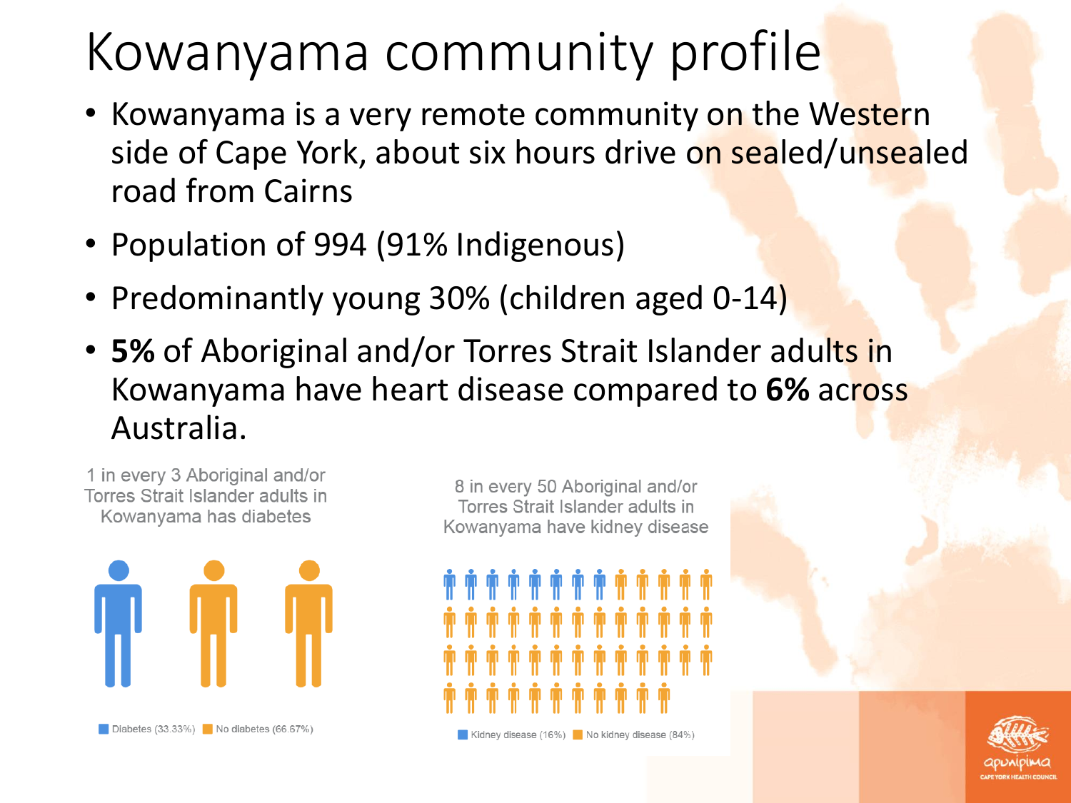# Kowanyama community profile

- Kowanyama is a very remote community on the Western side of Cape York, about six hours drive on sealed/unsealed road from Cairns
- Population of 994 (91% Indigenous)
- Predominantly young 30% (children aged 0-14)
- **5%** of Aboriginal and/or Torres Strait Islander adults in Kowanyama have heart disease compared to **6%** across Australia.

1 in every 3 Aboriginal and/or Torres Strait Islander adults in Kowanyama has diabetes

Diabetes (33.33%) No diabetes (66.67%)

8 in every 50 Aboriginal and/or Torres Strait Islander adults in Kowanyama have kidney disease

Kidney disease (16%) No kidney disease (84%)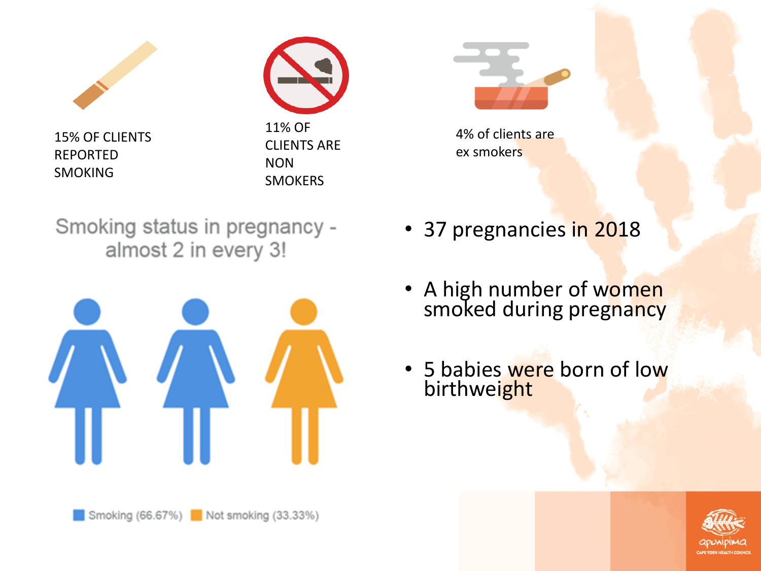15% OF CLIENTS REPORTED SMOKING

11% OF CLIENTS ARE NON SMOKERS

4% of clients are ex smokers

Smoking status in pregnancy - almost 2 in every 3!

Smoking (66.67%) Not smoking (33.33%)

- 37 pregnancies in 2018
- A high number of women smoked during pregnancy
- 5 babies were born of low birthweight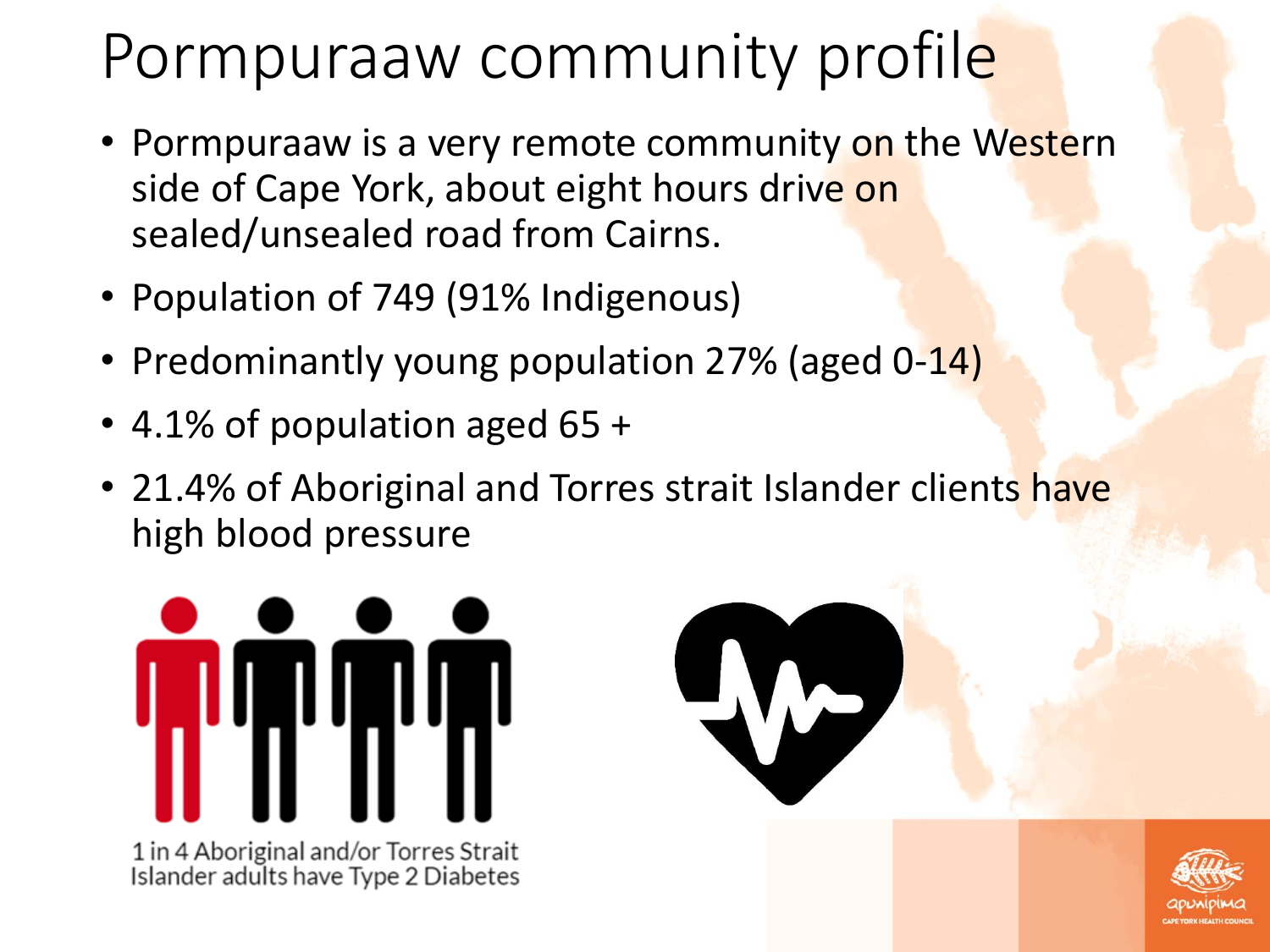# Pormpuraaw community profile

- Pormpuraaw is a very remote community on the Western side of Cape York, about eight hours drive on sealed/unsealed road from Cairns.
- Population of 749 (91% Indigenous)
- Predominantly young population 27% (aged 0-14)
- 4.1% of population aged 65 +
- 21.4% of Aboriginal and Torres strait Islander clients have high blood pressure

1 in 4 Aboriginal and/or Torres Strait Islander adults have Type 2 Diabetes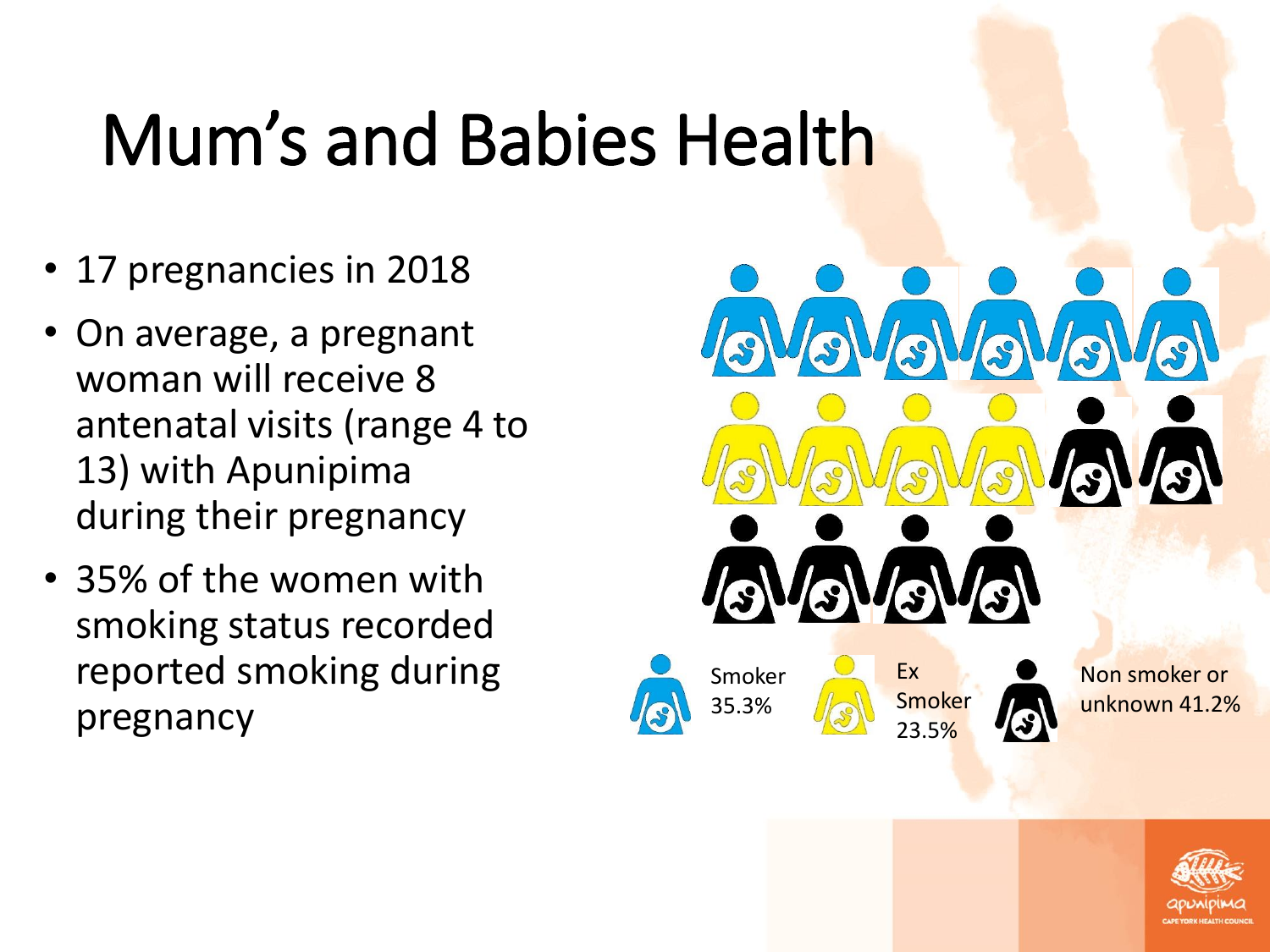# Mum's and Babies Health

- 17 pregnancies in 2018
- On average, a pregnant woman will receive 8 antenatal visits (range 4 to 13) with Apunipima during their pregnancy
- 35% of the women with smoking status recorded reported smoking during pregnancy

Smoker 35.3%

Ex Smoker 23.5%

Non smoker or unknown 41.2%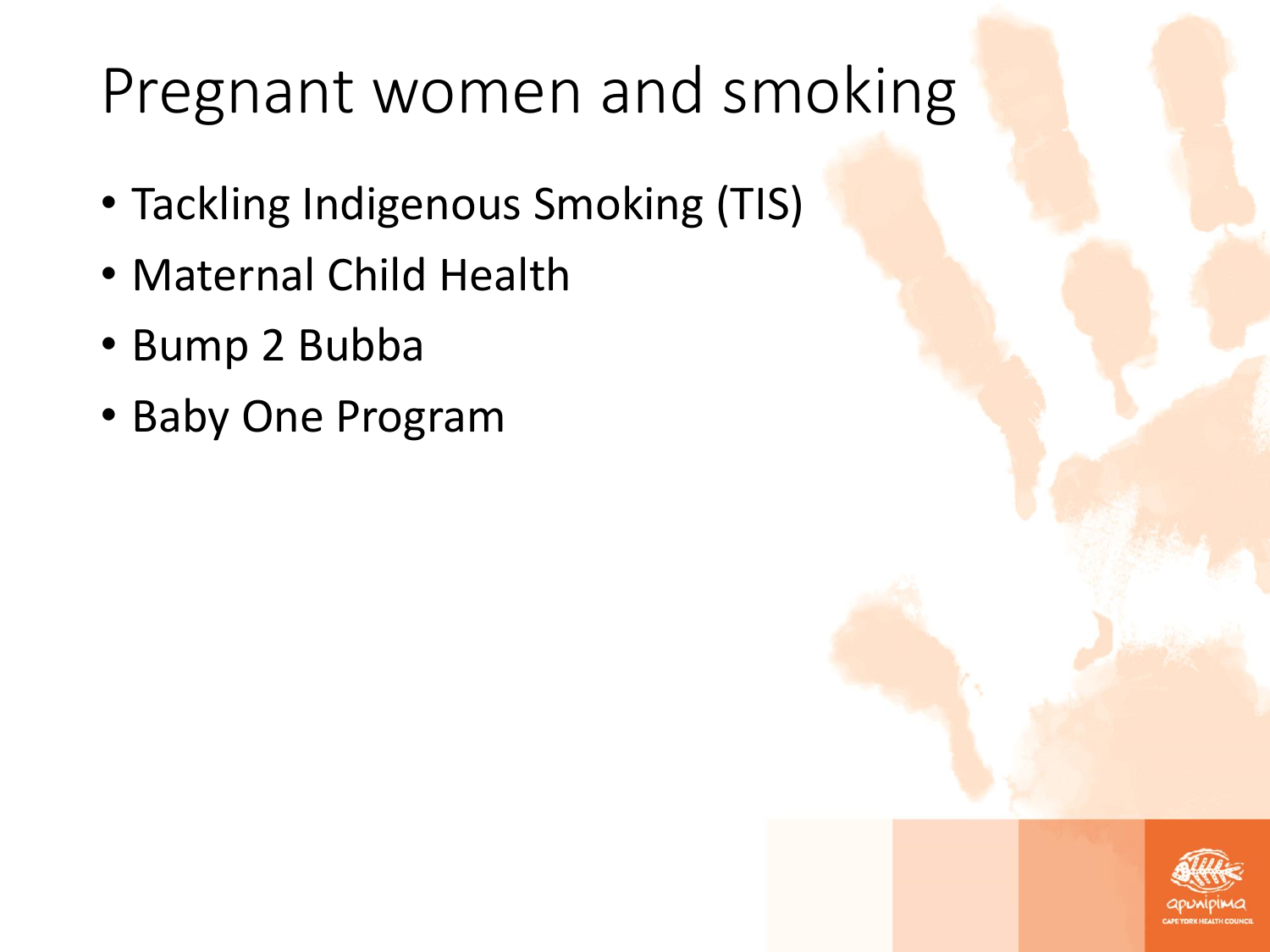# Pregnant women and smoking

- Tackling Indigenous Smoking (TIS)
- Maternal Child Health
- Bump 2 Bubba
- Baby One Program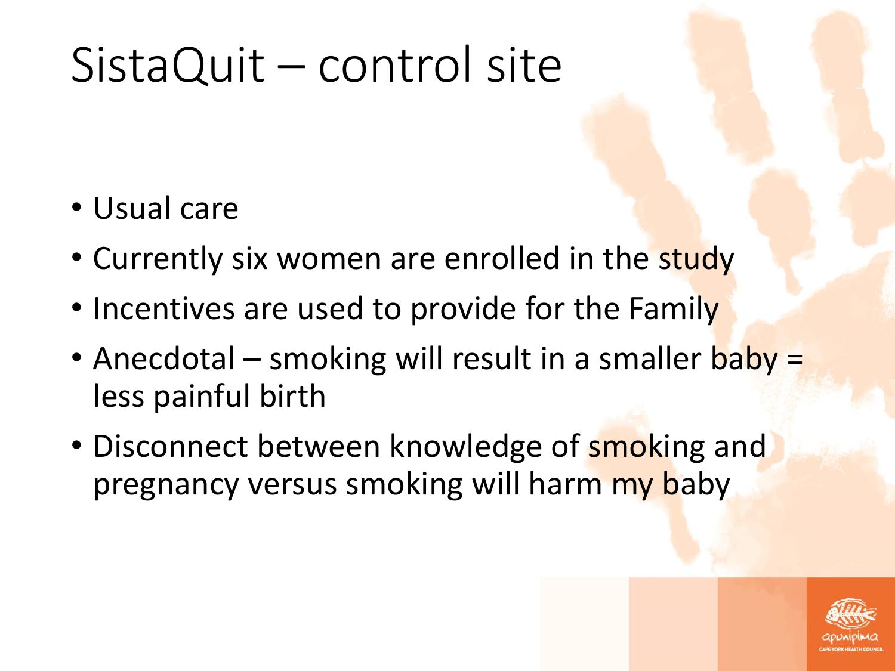# SistaQuit – control site

- Usual care
- Currently six women are enrolled in the study
- Incentives are used to provide for the Family
- Anecdotal – smoking will result in a smaller baby = less painful birth
- Disconnect between knowledge of smoking and pregnancy versus smoking will harm my baby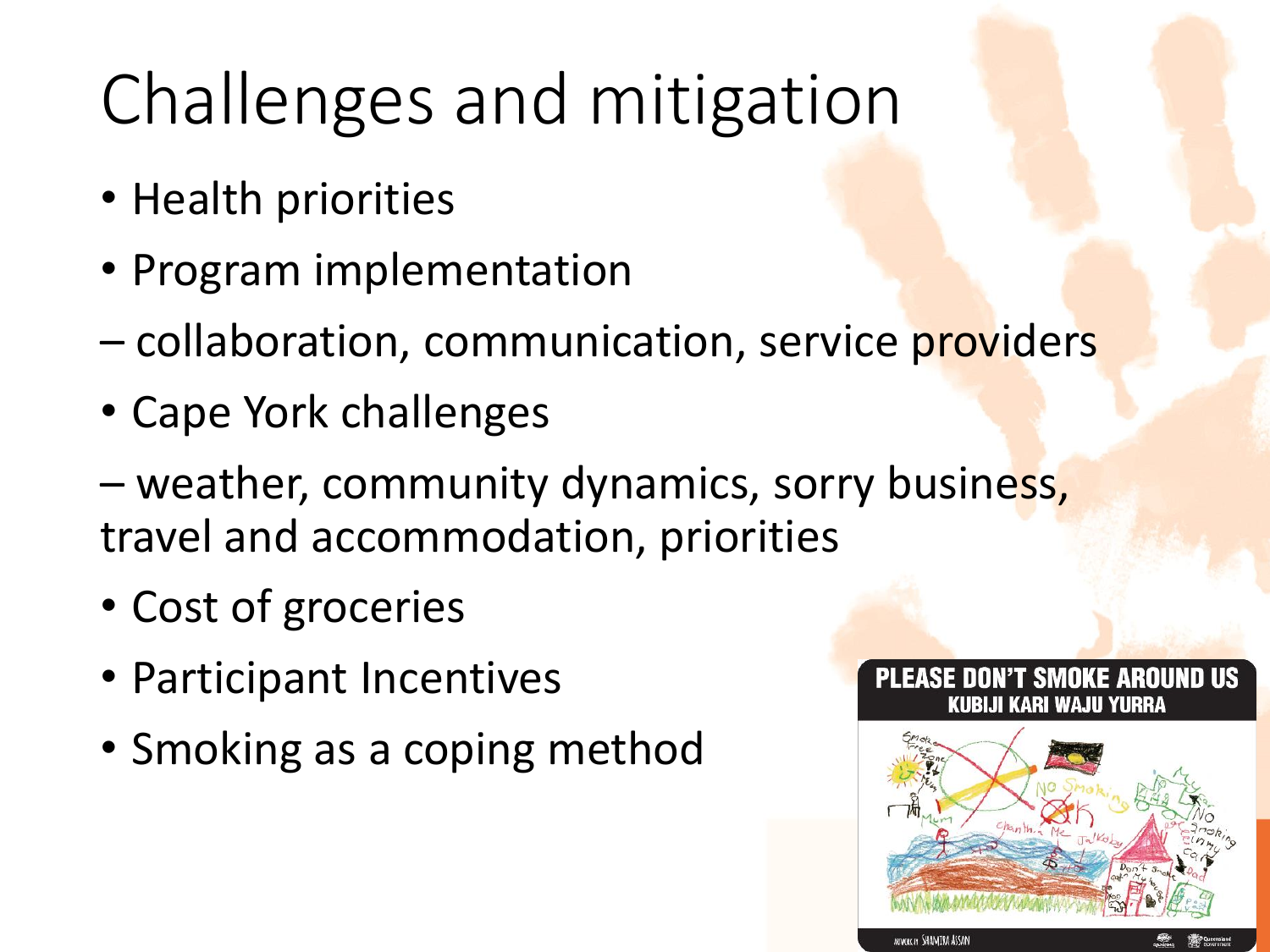# Challenges and mitigation

- Health priorities
- Program implementation

– collaboration, communication, service providers

- Cape York challenges

– weather, community dynamics, sorry business, travel and accommodation, priorities

- Cost of groceries
- Participant Incentives
- Smoking as a coping method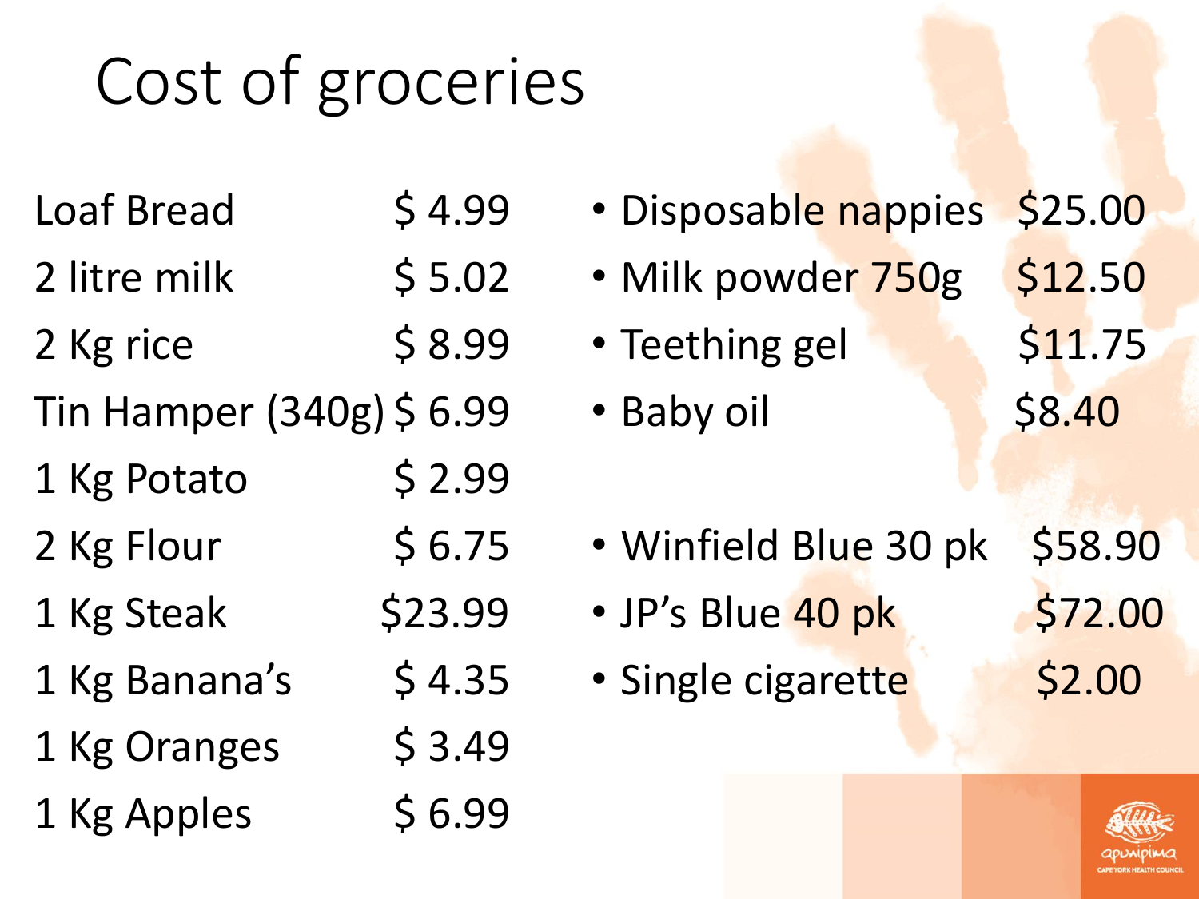# Cost of groceries

| Item | Price |
|---|---|
| Loaf Bread | $ 4.99 |
| 2 litre milk | $ 5.02 |
| 2 Kg rice | $ 8.99 |
| Tin Hamper (340g) | $ 6.99 |
| 1 Kg Potato | $ 2.99 |
| 2 Kg Flour | $ 6.75 |
| 1 Kg Steak | $23.99 |
| 1 Kg Banana's | $ 4.35 |
| 1 Kg Oranges | $ 3.49 |
| 1 Kg Apples | $ 6.99 |

- Disposable nappies $25.00
- Milk powder 750g $12.50
- Teething gel $11.75
- Baby oil $8.40

- Winfield Blue 30 pk $58.90
- JP's Blue 40 pk $72.00
- Single cigarette $2.00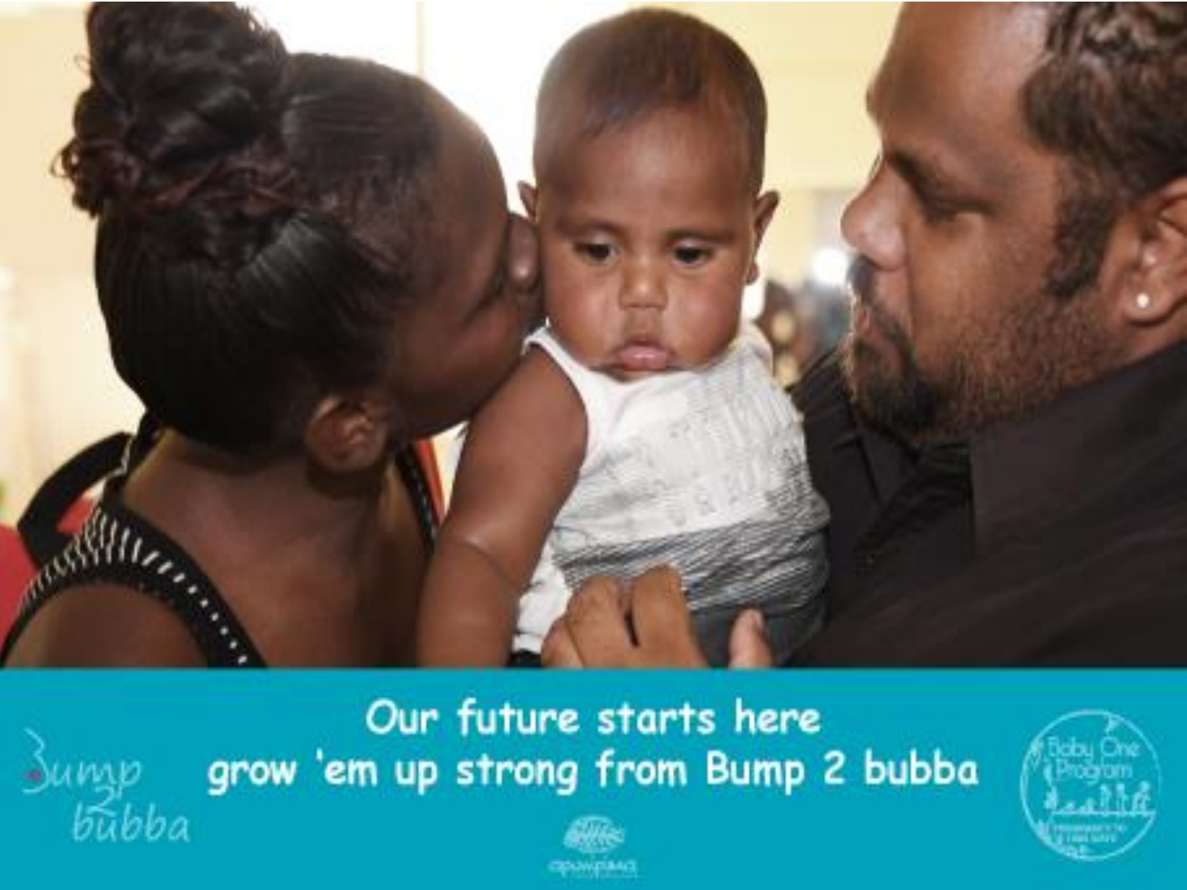Our future starts here

grow 'em up strong from Bump 2 bubba

Bump 2 bubba

Baby One Program